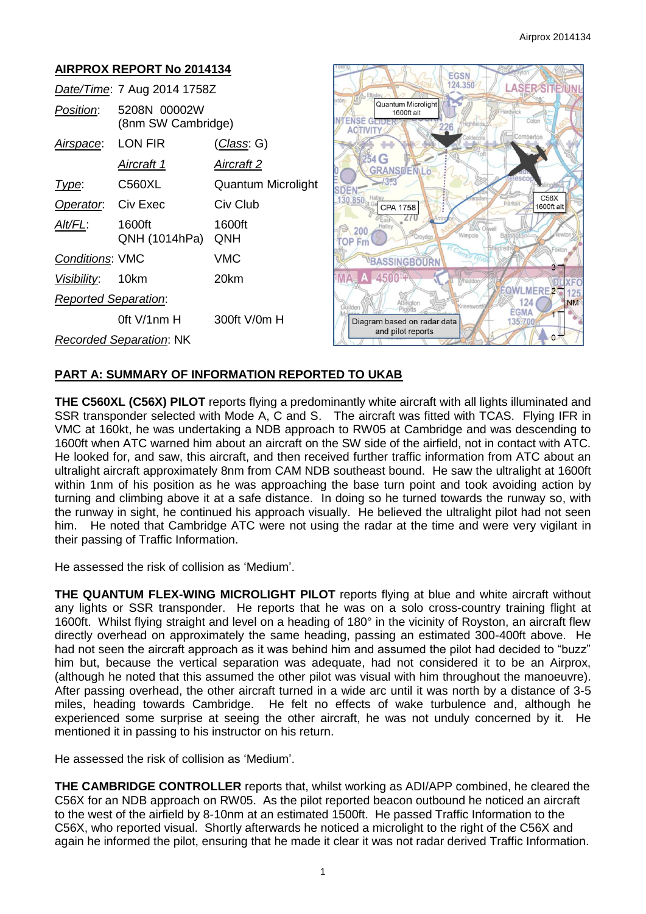## AIRPROX REPORT No 2014134

| | | |
|---|---|---|
| *Date/Time*: | 7 Aug 2014 1758Z | |
| *Position*: | 5208N 00002W (8nm SW Cambridge) | |
| *Airspace*: | LON FIR | (*Class*: G) |
| | *Aircraft 1* | *Aircraft 2* |
| *Type*: | C560XL | Quantum Microlight |
| *Operator*: | Civ Exec | Civ Club |
| *Alt/FL*: | 1600ft QNH (1014hPa) | 1600ft QNH |
| *Conditions*: | VMC | VMC |
| *Visibility*: | 10km | 20km |
| *Reported Separation*: | | |
| | 0ft V/1nm H | 300ft V/0m H |
| *Recorded Separation*: | NK | |

Diagram based on radar data and pilot reports

## PART A: SUMMARY OF INFORMATION REPORTED TO UKAB

**THE C560XL (C56X) PILOT** reports flying a predominantly white aircraft with all lights illuminated and SSR transponder selected with Mode A, C and S. The aircraft was fitted with TCAS. Flying IFR in VMC at 160kt, he was undertaking a NDB approach to RW05 at Cambridge and was descending to 1600ft when ATC warned him about an aircraft on the SW side of the airfield, not in contact with ATC. He looked for, and saw, this aircraft, and then received further traffic information from ATC about an ultralight aircraft approximately 8nm from CAM NDB southeast bound. He saw the ultralight at 1600ft within 1nm of his position as he was approaching the base turn point and took avoiding action by turning and climbing above it at a safe distance. In doing so he turned towards the runway so, with the runway in sight, he continued his approach visually. He believed the ultralight pilot had not seen him. He noted that Cambridge ATC were not using the radar at the time and were very vigilant in their passing of Traffic Information.

He assessed the risk of collision as 'Medium'.

**THE QUANTUM FLEX-WING MICROLIGHT PILOT** reports flying at blue and white aircraft without any lights or SSR transponder. He reports that he was on a solo cross-country training flight at 1600ft. Whilst flying straight and level on a heading of 180° in the vicinity of Royston, an aircraft flew directly overhead on approximately the same heading, passing an estimated 300-400ft above. He had not seen the aircraft approach as it was behind him and assumed the pilot had decided to "buzz" him but, because the vertical separation was adequate, had not considered it to be an Airprox, (although he noted that this assumed the other pilot was visual with him throughout the manoeuvre). After passing overhead, the other aircraft turned in a wide arc until it was north by a distance of 3-5 miles, heading towards Cambridge. He felt no effects of wake turbulence and, although he experienced some surprise at seeing the other aircraft, he was not unduly concerned by it. He mentioned it in passing to his instructor on his return.

He assessed the risk of collision as 'Medium'.

**THE CAMBRIDGE CONTROLLER** reports that, whilst working as ADI/APP combined, he cleared the C56X for an NDB approach on RW05. As the pilot reported beacon outbound he noticed an aircraft to the west of the airfield by 8-10nm at an estimated 1500ft. He passed Traffic Information to the C56X, who reported visual. Shortly afterwards he noticed a microlight to the right of the C56X and again he informed the pilot, ensuring that he made it clear it was not radar derived Traffic Information.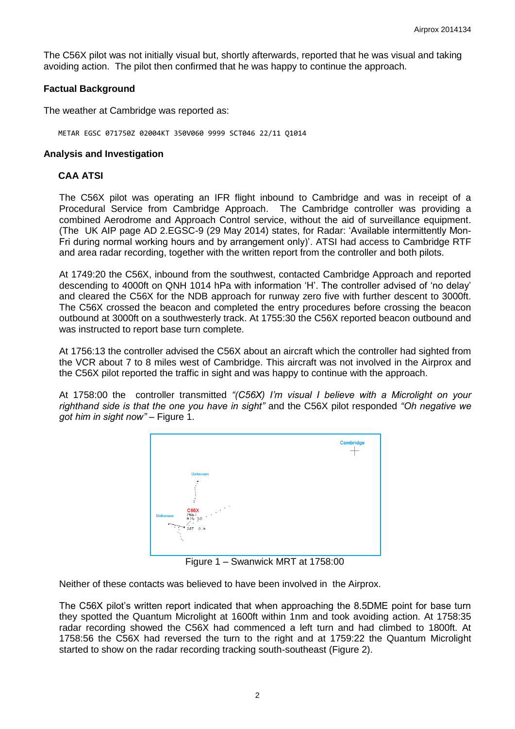The C56X pilot was not initially visual but, shortly afterwards, reported that he was visual and taking avoiding action. The pilot then confirmed that he was happy to continue the approach.

### Factual Background

The weather at Cambridge was reported as:

```
METAR EGSC 071750Z 02004KT 350V060 9999 SCT046 22/11 Q1014
```

### Analysis and Investigation

#### CAA ATSI

The C56X pilot was operating an IFR flight inbound to Cambridge and was in receipt of a Procedural Service from Cambridge Approach. The Cambridge controller was providing a combined Aerodrome and Approach Control service, without the aid of surveillance equipment. (The UK AIP page AD 2.EGSC-9 (29 May 2014) states, for Radar: 'Available intermittently Mon-Fri during normal working hours and by arrangement only)'. ATSI had access to Cambridge RTF and area radar recording, together with the written report from the controller and both pilots.

At 1749:20 the C56X, inbound from the southwest, contacted Cambridge Approach and reported descending to 4000ft on QNH 1014 hPa with information 'H'. The controller advised of 'no delay' and cleared the C56X for the NDB approach for runway zero five with further descent to 3000ft. The C56X crossed the beacon and completed the entry procedures before crossing the beacon outbound at 3000ft on a southwesterly track. At 1755:30 the C56X reported beacon outbound and was instructed to report base turn complete.

At 1756:13 the controller advised the C56X about an aircraft which the controller had sighted from the VCR about 7 to 8 miles west of Cambridge. This aircraft was not involved in the Airprox and the C56X pilot reported the traffic in sight and was happy to continue with the approach.

At 1758:00 the controller transmitted *"(C56X) I'm visual I believe with a Microlight on your righthand side is that the one you have in sight"* and the C56X pilot responded *"Oh negative we got him in sight now"* – Figure 1.

Figure 1 – Swanwick MRT at 1758:00

Neither of these contacts was believed to have been involved in the Airprox.

The C56X pilot's written report indicated that when approaching the 8.5DME point for base turn they spotted the Quantum Microlight at 1600ft within 1nm and took avoiding action. At 1758:35 radar recording showed the C56X had commenced a left turn and had climbed to 1800ft. At 1758:56 the C56X had reversed the turn to the right and at 1759:22 the Quantum Microlight started to show on the radar recording tracking south-southeast (Figure 2).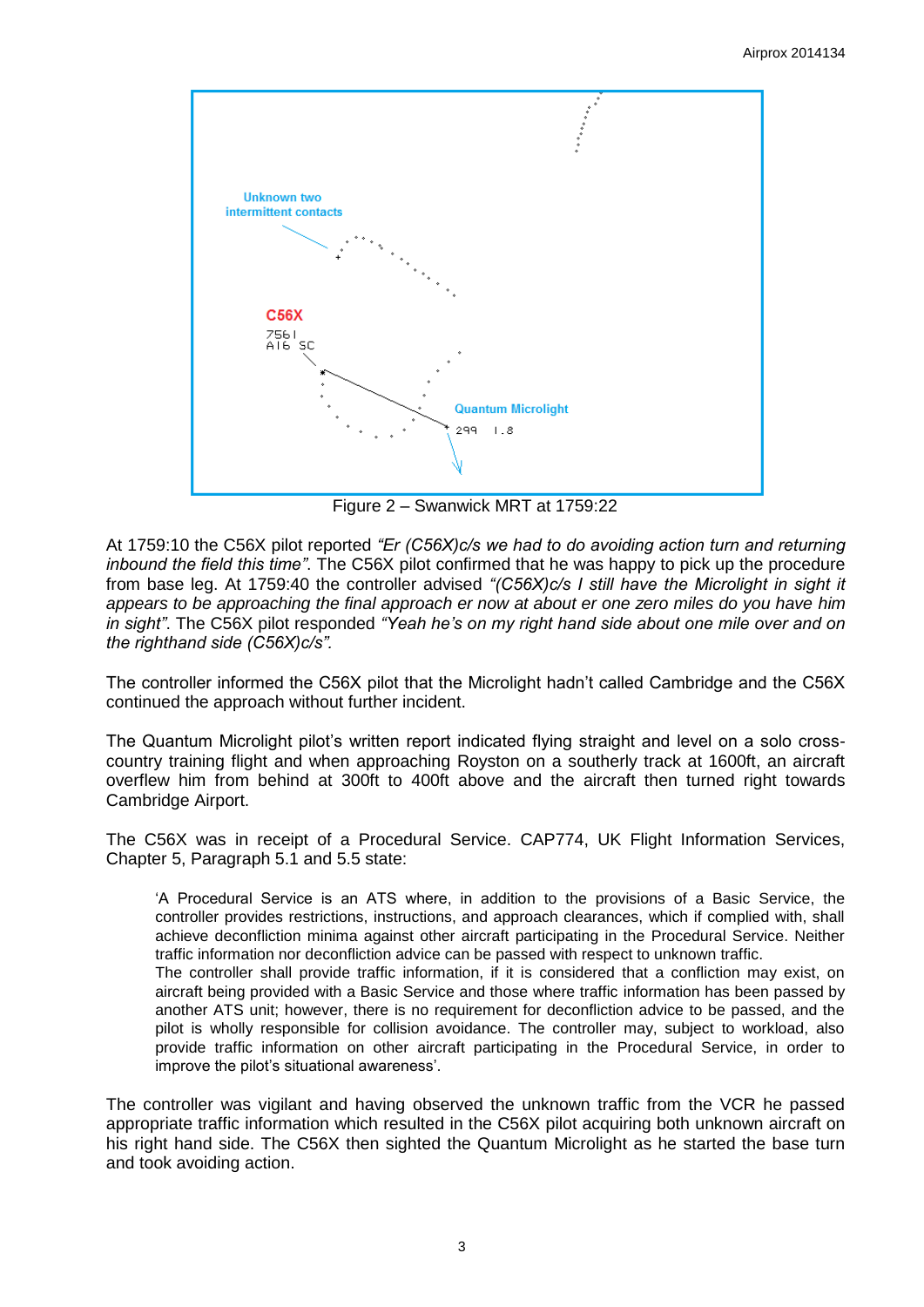Figure 2 – Swanwick MRT at 1759:22

At 1759:10 the C56X pilot reported *"Er (C56X)c/s we had to do avoiding action turn and returning inbound the field this time"*. The C56X pilot confirmed that he was happy to pick up the procedure from base leg. At 1759:40 the controller advised *"(C56X)c/s I still have the Microlight in sight it appears to be approaching the final approach er now at about er one zero miles do you have him in sight"*. The C56X pilot responded *"Yeah he's on my right hand side about one mile over and on the righthand side (C56X)c/s"*.

The controller informed the C56X pilot that the Microlight hadn't called Cambridge and the C56X continued the approach without further incident.

The Quantum Microlight pilot's written report indicated flying straight and level on a solo cross-country training flight and when approaching Royston on a southerly track at 1600ft, an aircraft overflew him from behind at 300ft to 400ft above and the aircraft then turned right towards Cambridge Airport.

The C56X was in receipt of a Procedural Service. CAP774, UK Flight Information Services, Chapter 5, Paragraph 5.1 and 5.5 state:

> 'A Procedural Service is an ATS where, in addition to the provisions of a Basic Service, the controller provides restrictions, instructions, and approach clearances, which if complied with, shall achieve deconfliction minima against other aircraft participating in the Procedural Service. Neither traffic information nor deconfliction advice can be passed with respect to unknown traffic.
> The controller shall provide traffic information, if it is considered that a confliction may exist, on aircraft being provided with a Basic Service and those where traffic information has been passed by another ATS unit; however, there is no requirement for deconfliction advice to be passed, and the pilot is wholly responsible for collision avoidance. The controller may, subject to workload, also provide traffic information on other aircraft participating in the Procedural Service, in order to improve the pilot's situational awareness'.

The controller was vigilant and having observed the unknown traffic from the VCR he passed appropriate traffic information which resulted in the C56X pilot acquiring both unknown aircraft on his right hand side. The C56X then sighted the Quantum Microlight as he started the base turn and took avoiding action.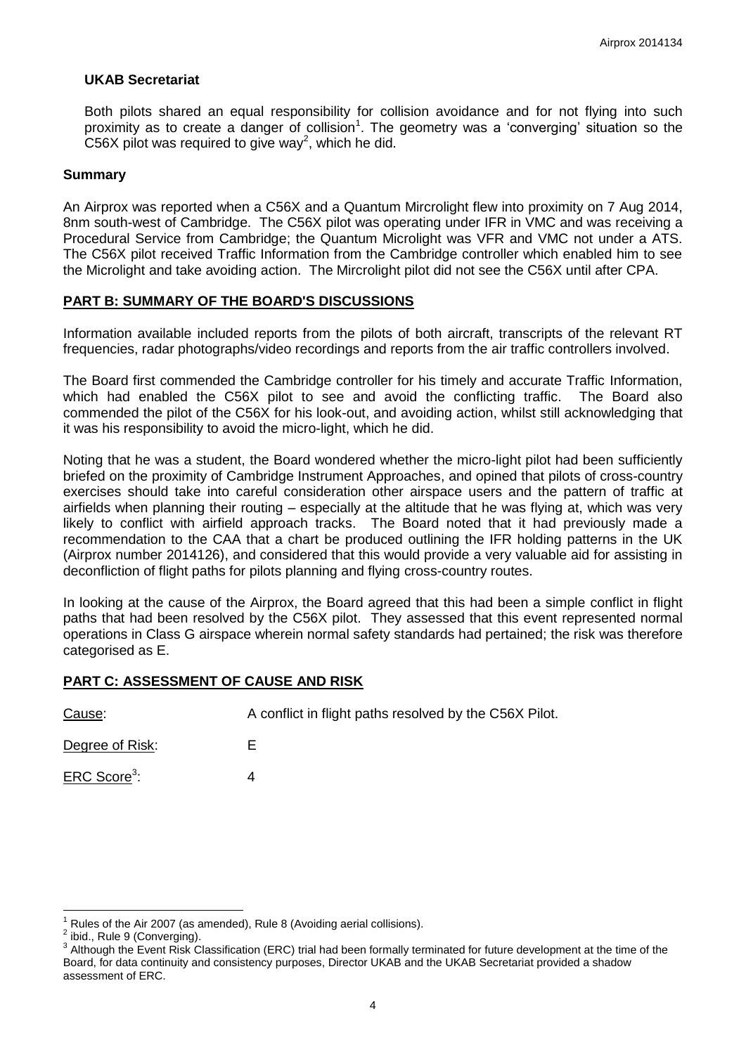### UKAB Secretariat

Both pilots shared an equal responsibility for collision avoidance and for not flying into such proximity as to create a danger of collision[1]. The geometry was a 'converging' situation so the C56X pilot was required to give way[2], which he did.

### Summary

An Airprox was reported when a C56X and a Quantum Mircrolight flew into proximity on 7 Aug 2014, 8nm south-west of Cambridge. The C56X pilot was operating under IFR in VMC and was receiving a Procedural Service from Cambridge; the Quantum Microlight was VFR and VMC not under a ATS. The C56X pilot received Traffic Information from the Cambridge controller which enabled him to see the Microlight and take avoiding action. The Mircrolight pilot did not see the C56X until after CPA.

## PART B: SUMMARY OF THE BOARD'S DISCUSSIONS

Information available included reports from the pilots of both aircraft, transcripts of the relevant RT frequencies, radar photographs/video recordings and reports from the air traffic controllers involved.

The Board first commended the Cambridge controller for his timely and accurate Traffic Information, which had enabled the C56X pilot to see and avoid the conflicting traffic. The Board also commended the pilot of the C56X for his look-out, and avoiding action, whilst still acknowledging that it was his responsibility to avoid the micro-light, which he did.

Noting that he was a student, the Board wondered whether the micro-light pilot had been sufficiently briefed on the proximity of Cambridge Instrument Approaches, and opined that pilots of cross-country exercises should take into careful consideration other airspace users and the pattern of traffic at airfields when planning their routing – especially at the altitude that he was flying at, which was very likely to conflict with airfield approach tracks. The Board noted that it had previously made a recommendation to the CAA that a chart be produced outlining the IFR holding patterns in the UK (Airprox number 2014126), and considered that this would provide a very valuable aid for assisting in deconfliction of flight paths for pilots planning and flying cross-country routes.

In looking at the cause of the Airprox, the Board agreed that this had been a simple conflict in flight paths that had been resolved by the C56X pilot. They assessed that this event represented normal operations in Class G airspace wherein normal safety standards had pertained; the risk was therefore categorised as E.

## PART C: ASSESSMENT OF CAUSE AND RISK

| | |
|---|---|
| Cause: | A conflict in flight paths resolved by the C56X Pilot. |
| Degree of Risk: | E |
| ERC Score[3]: | 4 |

---

[1] Rules of the Air 2007 (as amended), Rule 8 (Avoiding aerial collisions).

[2] ibid., Rule 9 (Converging).

[3] Although the Event Risk Classification (ERC) trial had been formally terminated for future development at the time of the Board, for data continuity and consistency purposes, Director UKAB and the UKAB Secretariat provided a shadow assessment of ERC.